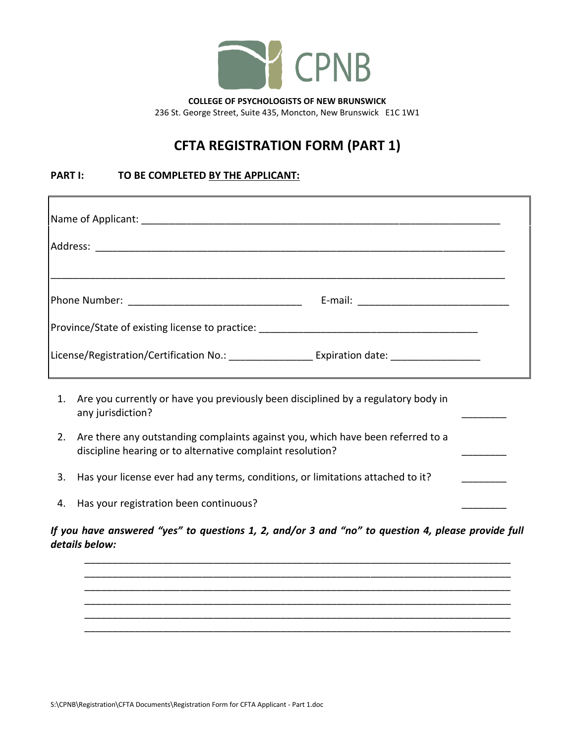**COLLEGE OF PSYCHOLOGISTS OF NEW BRUNSWICK**
236 St. George Street, Suite 435, Moncton, New Brunswick E1C 1W1

# CFTA REGISTRATION FORM (PART 1)

**PART I: TO BE COMPLETED BY THE APPLICANT:**

Name of Applicant: ____________________________________________________________

Address: ______________________________________________________________________

______________________________________________________________________________

Phone Number: ______________________________ E-mail: __________________________

Province/State of existing license to practice: ______________________________________

License/Registration/Certification No.: _______________ Expiration date: ________________

1. Are you currently or have you previously been disciplined by a regulatory body in any jurisdiction? ________
2. Are there any outstanding complaints against you, which have been referred to a discipline hearing or to alternative complaint resolution? ________
3. Has your license ever had any terms, conditions, or limitations attached to it? ________
4. Has your registration been continuous? ________

***If you have answered "yes" to questions 1, 2, and/or 3 and "no" to question 4, please provide full details below:***

______________________________________________________________________________
______________________________________________________________________________
______________________________________________________________________________
______________________________________________________________________________
______________________________________________________________________________
______________________________________________________________________________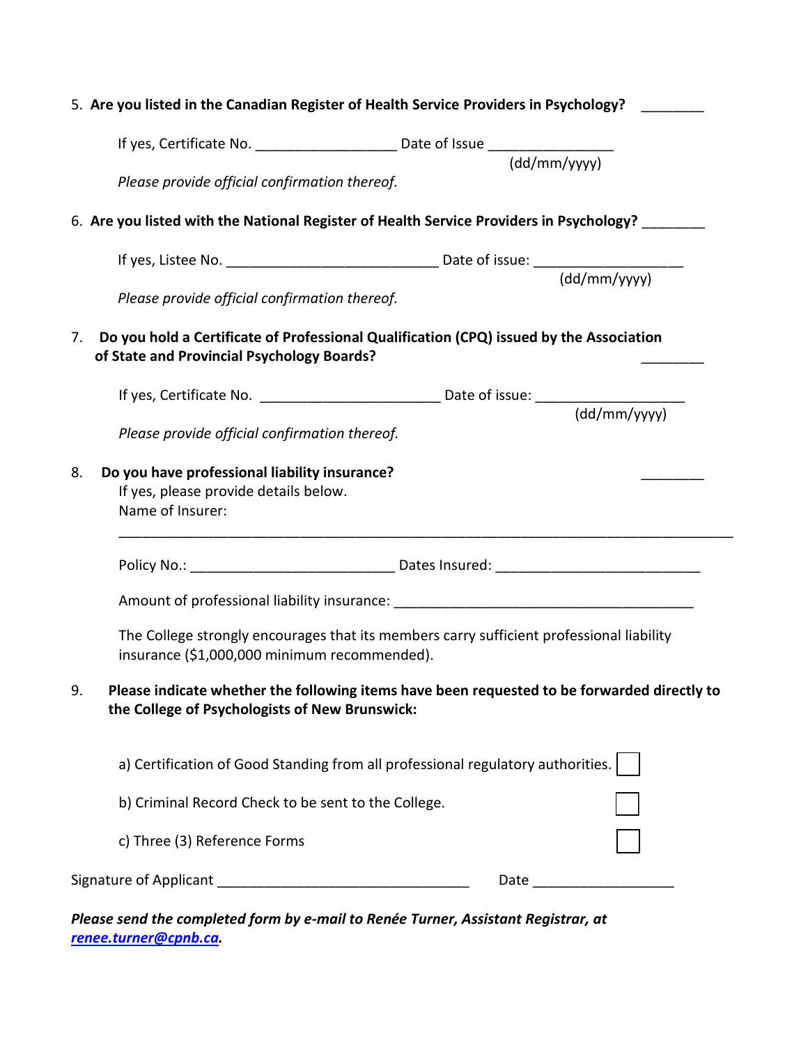5. **Are you listed in the Canadian Register of Health Service Providers in Psychology?** ________

   If yes, Certificate No. __________________ Date of Issue ________________ (dd/mm/yyyy)

   *Please provide official confirmation thereof.*

6. **Are you listed with the National Register of Health Service Providers in Psychology?** ________

   If yes, Listee No. ___________________________ Date of issue: ___________________ (dd/mm/yyyy)

   *Please provide official confirmation thereof.*

7. **Do you hold a Certificate of Professional Qualification (CPQ) issued by the Association of State and Provincial Psychology Boards?** ________

   If yes, Certificate No. ______________________ Date of issue: ___________________ (dd/mm/yyyy)

   *Please provide official confirmation thereof.*

8. **Do you have professional liability insurance?** ________

   If yes, please provide details below.
   Name of Insurer:

   ________________________________________________________________________________

   Policy No.: __________________________ Dates Insured: __________________________

   Amount of professional liability insurance: ______________________________________

   The College strongly encourages that its members carry sufficient professional liability insurance ($1,000,000 minimum recommended).

9. **Please indicate whether the following items have been requested to be forwarded directly to the College of Psychologists of New Brunswick:**

   a) Certification of Good Standing from all professional regulatory authorities. ☐

   b) Criminal Record Check to be sent to the College. ☐

   c) Three (3) Reference Forms ☐

Signature of Applicant ________________________________ Date __________________

***Please send the completed form by e-mail to Renée Turner, Assistant Registrar, at renee.turner@cpnb.ca.***